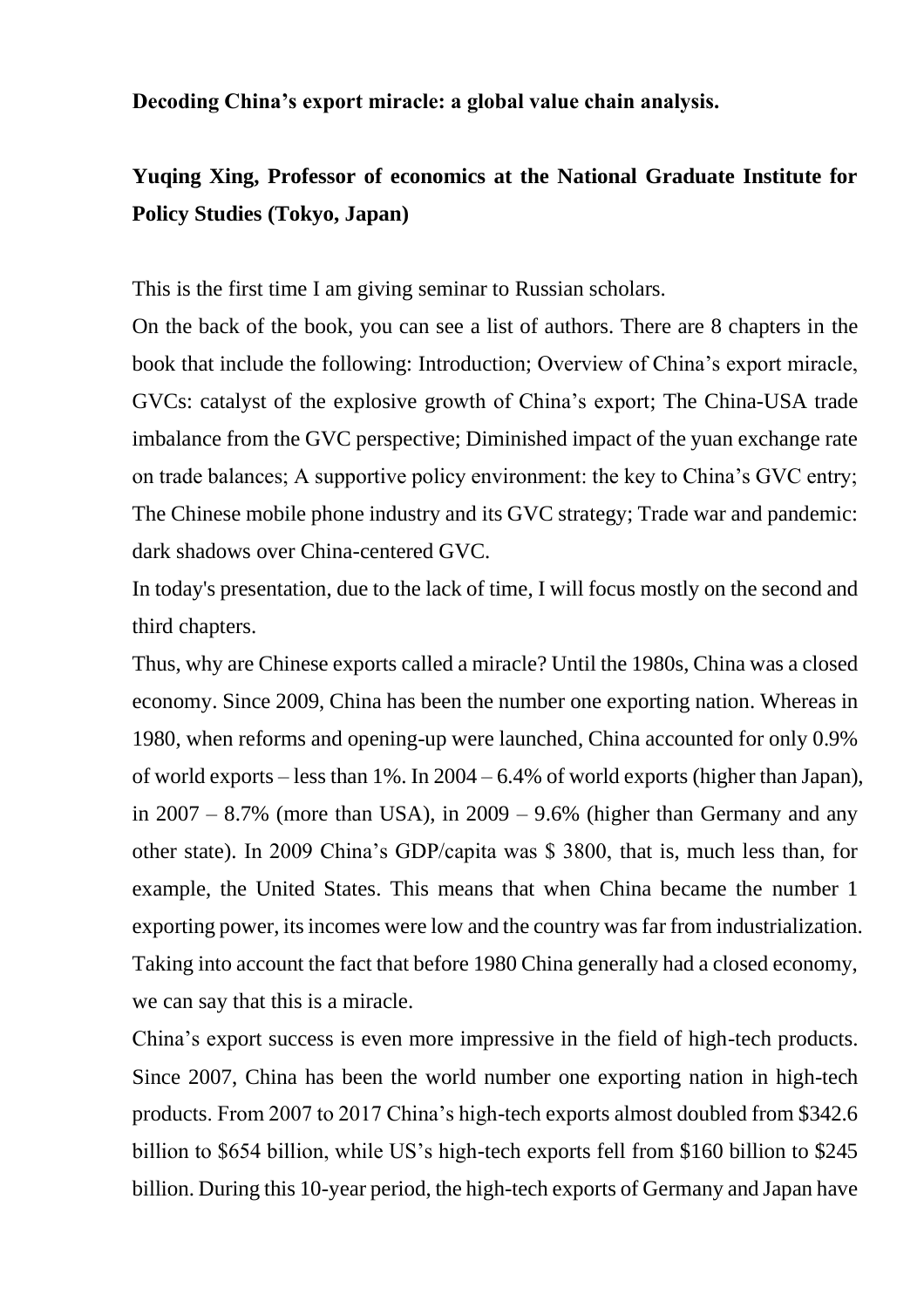**Decoding China's export miracle: a global value chain analysis.**

**Yuqing Xing, Professor of economics at the National Graduate Institute for Policy Studies (Tokyo, Japan)**

This is the first time I am giving seminar to Russian scholars.

On the back of the book, you can see a list of authors. There are 8 chapters in the book that include the following: Introduction; Overview of China's export miracle, GVCs: catalyst of the explosive growth of China's export; The China-USA trade imbalance from the GVC perspective; Diminished impact of the yuan exchange rate on trade balances; A supportive policy environment: the key to China's GVC entry; The Chinese mobile phone industry and its GVC strategy; Trade war and pandemic: dark shadows over China-centered GVC.

In today's presentation, due to the lack of time, I will focus mostly on the second and third chapters.

Thus, why are Chinese exports called a miracle? Until the 1980s, China was a closed economy. Since 2009, China has been the number one exporting nation. Whereas in 1980, when reforms and opening-up were launched, China accounted for only 0.9% of world exports – less than 1%. In 2004 – 6.4% of world exports (higher than Japan), in 2007 – 8.7% (more than USA), in 2009 – 9.6% (higher than Germany and any other state). In 2009 China's GDP/capita was $ 3800, that is, much less than, for example, the United States. This means that when China became the number 1 exporting power, its incomes were low and the country was far from industrialization. Taking into account the fact that before 1980 China generally had a closed economy, we can say that this is a miracle.

China's export success is even more impressive in the field of high-tech products. Since 2007, China has been the world number one exporting nation in high-tech products. From 2007 to 2017 China's high-tech exports almost doubled from $342.6 billion to $654 billion, while US's high-tech exports fell from $160 billion to $245 billion. During this 10-year period, the high-tech exports of Germany and Japan have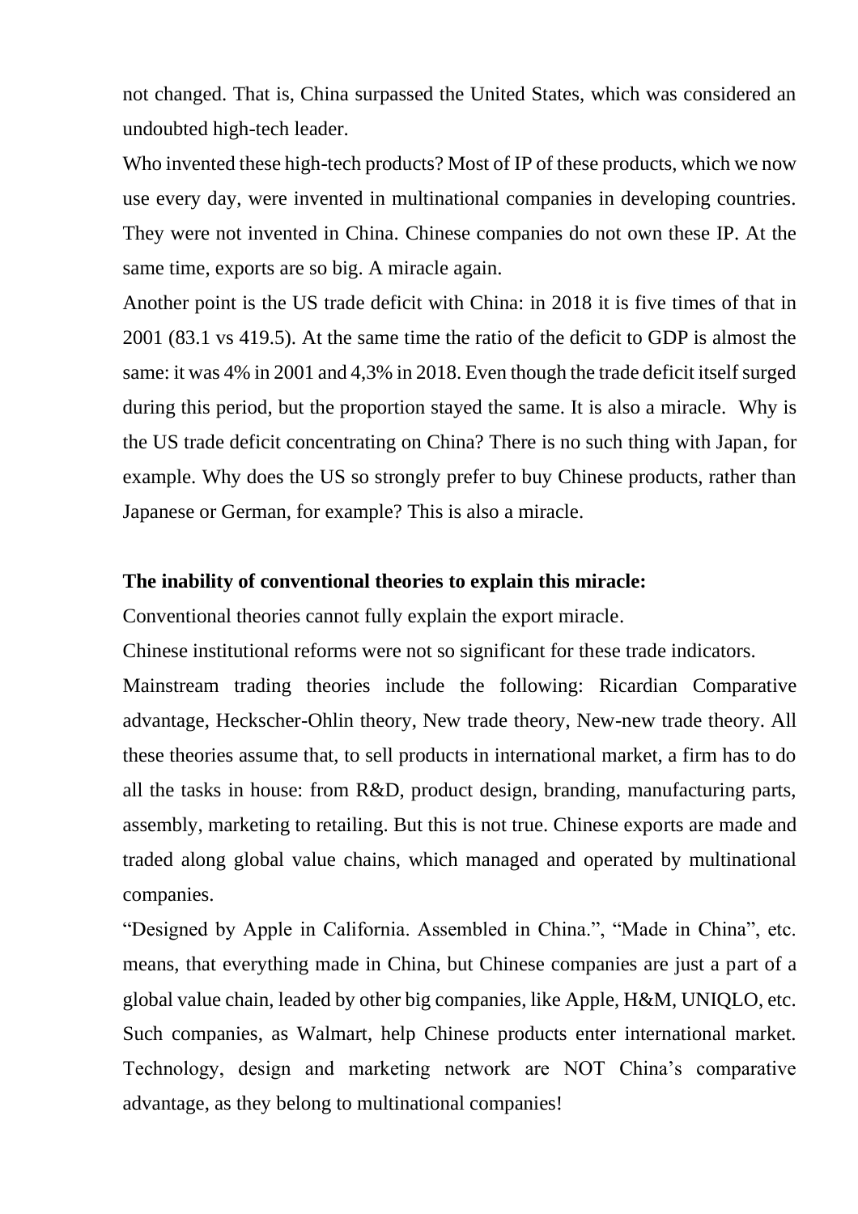not changed. That is, China surpassed the United States, which was considered an undoubted high-tech leader.

Who invented these high-tech products? Most of IP of these products, which we now use every day, were invented in multinational companies in developing countries. They were not invented in China. Chinese companies do not own these IP. At the same time, exports are so big. A miracle again.

Another point is the US trade deficit with China: in 2018 it is five times of that in 2001 (83.1 vs 419.5). At the same time the ratio of the deficit to GDP is almost the same: it was 4% in 2001 and 4,3% in 2018. Even though the trade deficit itself surged during this period, but the proportion stayed the same. It is also a miracle. Why is the US trade deficit concentrating on China? There is no such thing with Japan, for example. Why does the US so strongly prefer to buy Chinese products, rather than Japanese or German, for example? This is also a miracle.

**The inability of conventional theories to explain this miracle:**

Conventional theories cannot fully explain the export miracle.

Chinese institutional reforms were not so significant for these trade indicators.

Mainstream trading theories include the following: Ricardian Comparative advantage, Heckscher-Ohlin theory, New trade theory, New-new trade theory. All these theories assume that, to sell products in international market, a firm has to do all the tasks in house: from R&D, product design, branding, manufacturing parts, assembly, marketing to retailing. But this is not true. Chinese exports are made and traded along global value chains, which managed and operated by multinational companies.

"Designed by Apple in California. Assembled in China.", "Made in China", etc. means, that everything made in China, but Chinese companies are just a part of a global value chain, leaded by other big companies, like Apple, H&M, UNIQLO, etc. Such companies, as Walmart, help Chinese products enter international market. Technology, design and marketing network are NOT China's comparative advantage, as they belong to multinational companies!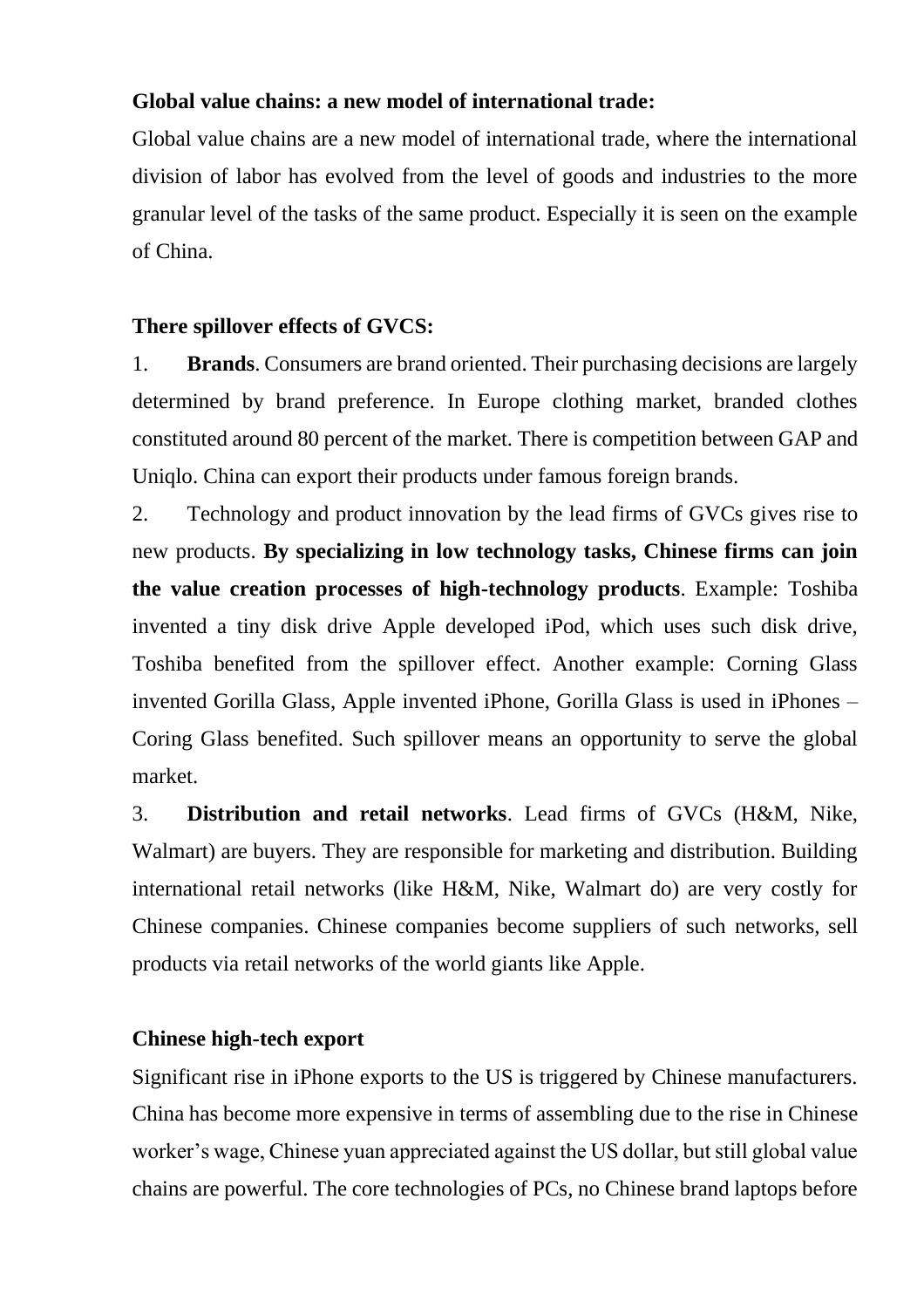**Global value chains: a new model of international trade:**

Global value chains are a new model of international trade, where the international division of labor has evolved from the level of goods and industries to the more granular level of the tasks of the same product. Especially it is seen on the example of China.

**There spillover effects of GVCS:**

1. **Brands**. Consumers are brand oriented. Their purchasing decisions are largely determined by brand preference. In Europe clothing market, branded clothes constituted around 80 percent of the market. There is competition between GAP and Uniqlo. China can export their products under famous foreign brands.
2. Technology and product innovation by the lead firms of GVCs gives rise to new products. **By specializing in low technology tasks, Chinese firms can join the value creation processes of high-technology products**. Example: Toshiba invented a tiny disk drive Apple developed iPod, which uses such disk drive, Toshiba benefited from the spillover effect. Another example: Corning Glass invented Gorilla Glass, Apple invented iPhone, Gorilla Glass is used in iPhones – Coring Glass benefited. Such spillover means an opportunity to serve the global market.
3. **Distribution and retail networks**. Lead firms of GVCs (H&M, Nike, Walmart) are buyers. They are responsible for marketing and distribution. Building international retail networks (like H&M, Nike, Walmart do) are very costly for Chinese companies. Chinese companies become suppliers of such networks, sell products via retail networks of the world giants like Apple.

**Chinese high-tech export**

Significant rise in iPhone exports to the US is triggered by Chinese manufacturers. China has become more expensive in terms of assembling due to the rise in Chinese worker's wage, Chinese yuan appreciated against the US dollar, but still global value chains are powerful. The core technologies of PCs, no Chinese brand laptops before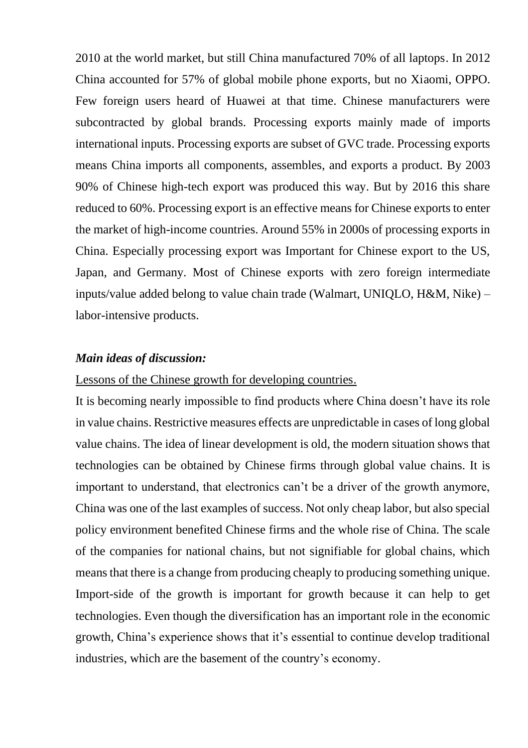2010 at the world market, but still China manufactured 70% of all laptops. In 2012 China accounted for 57% of global mobile phone exports, but no Xiaomi, OPPO. Few foreign users heard of Huawei at that time. Chinese manufacturers were subcontracted by global brands. Processing exports mainly made of imports international inputs. Processing exports are subset of GVC trade. Processing exports means China imports all components, assembles, and exports a product. By 2003 90% of Chinese high-tech export was produced this way. But by 2016 this share reduced to 60%. Processing export is an effective means for Chinese exports to enter the market of high-income countries. Around 55% in 2000s of processing exports in China. Especially processing export was Important for Chinese export to the US, Japan, and Germany. Most of Chinese exports with zero foreign intermediate inputs/value added belong to value chain trade (Walmart, UNIQLO, H&M, Nike) – labor-intensive products.

***Main ideas of discussion:***

<u>Lessons of the Chinese growth for developing countries.</u>

It is becoming nearly impossible to find products where China doesn't have its role in value chains. Restrictive measures effects are unpredictable in cases of long global value chains. The idea of linear development is old, the modern situation shows that technologies can be obtained by Chinese firms through global value chains. It is important to understand, that electronics can't be a driver of the growth anymore, China was one of the last examples of success. Not only cheap labor, but also special policy environment benefited Chinese firms and the whole rise of China. The scale of the companies for national chains, but not signifiable for global chains, which means that there is a change from producing cheaply to producing something unique. Import-side of the growth is important for growth because it can help to get technologies. Even though the diversification has an important role in the economic growth, China's experience shows that it's essential to continue develop traditional industries, which are the basement of the country's economy.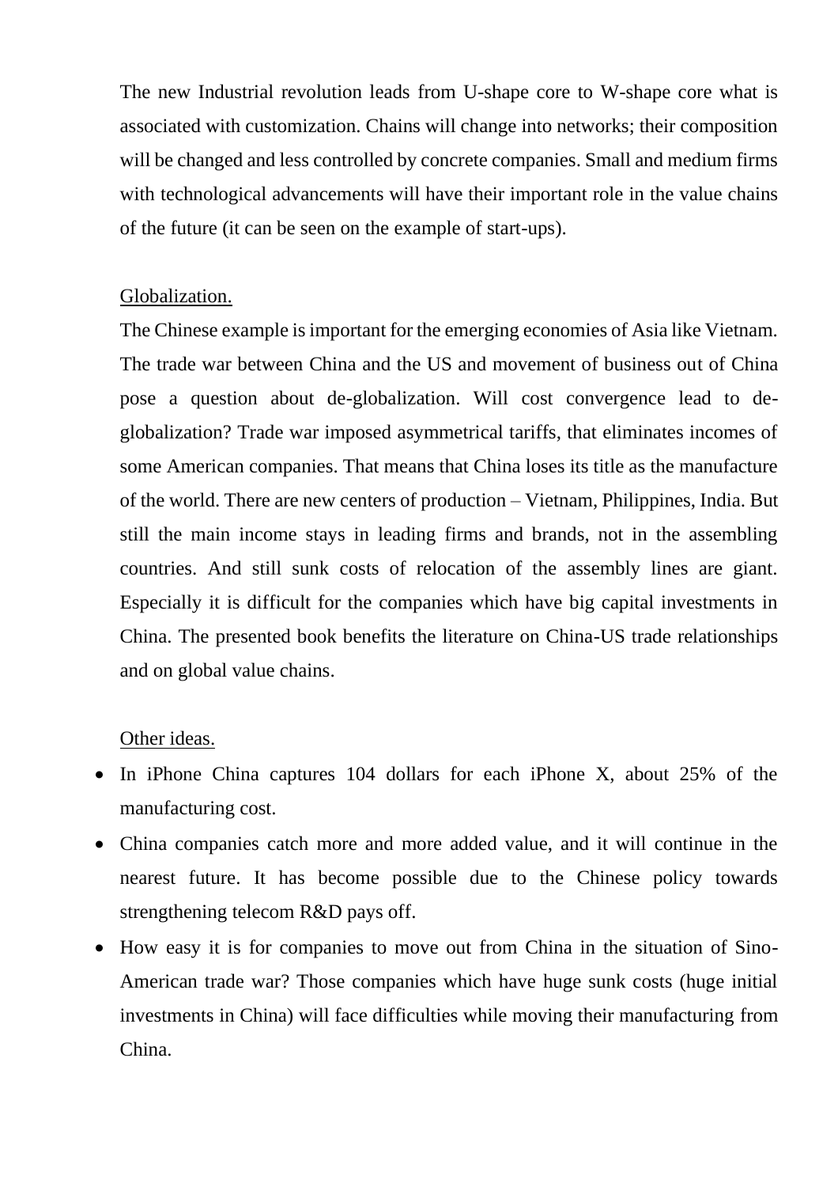The new Industrial revolution leads from U-shape core to W-shape core what is associated with customization. Chains will change into networks; their composition will be changed and less controlled by concrete companies. Small and medium firms with technological advancements will have their important role in the value chains of the future (it can be seen on the example of start-ups).

Globalization.

The Chinese example is important for the emerging economies of Asia like Vietnam. The trade war between China and the US and movement of business out of China pose a question about de-globalization. Will cost convergence lead to de-globalization? Trade war imposed asymmetrical tariffs, that eliminates incomes of some American companies. That means that China loses its title as the manufacture of the world. There are new centers of production – Vietnam, Philippines, India. But still the main income stays in leading firms and brands, not in the assembling countries. And still sunk costs of relocation of the assembly lines are giant. Especially it is difficult for the companies which have big capital investments in China. The presented book benefits the literature on China-US trade relationships and on global value chains.

Other ideas.

- In iPhone China captures 104 dollars for each iPhone X, about 25% of the manufacturing cost.
- China companies catch more and more added value, and it will continue in the nearest future. It has become possible due to the Chinese policy towards strengthening telecom R&D pays off.
- How easy it is for companies to move out from China in the situation of Sino-American trade war? Those companies which have huge sunk costs (huge initial investments in China) will face difficulties while moving their manufacturing from China.